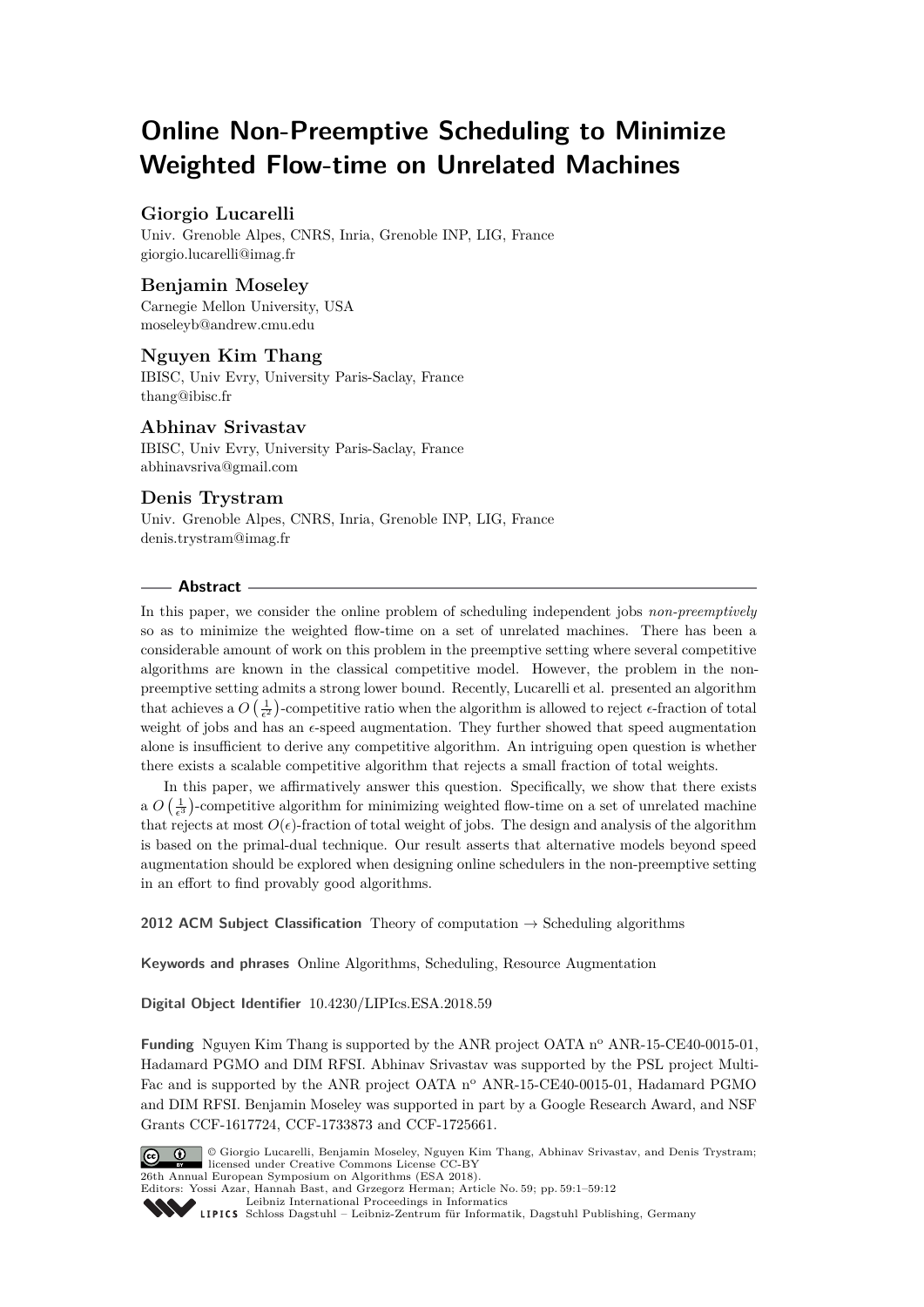# Online Non-Preemptive Scheduling to Minimize Weighted Flow-time on Unrelated Machines

**Giorgio Lucarelli**
Univ. Grenoble Alpes, CNRS, Inria, Grenoble INP, LIG, France
giorgio.lucarelli@imag.fr

**Benjamin Moseley**
Carnegie Mellon University, USA
moseleyb@andrew.cmu.edu

**Nguyen Kim Thang**
IBISC, Univ Evry, University Paris-Saclay, France
thang@ibisc.fr

**Abhinav Srivastav**
IBISC, Univ Evry, University Paris-Saclay, France
abhinavsriva@gmail.com

**Denis Trystram**
Univ. Grenoble Alpes, CNRS, Inria, Grenoble INP, LIG, France
denis.trystram@imag.fr

## Abstract

In this paper, we consider the online problem of scheduling independent jobs *non-preemptively* so as to minimize the weighted flow-time on a set of unrelated machines. There has been a considerable amount of work on this problem in the preemptive setting where several competitive algorithms are known in the classical competitive model. However, the problem in the non-preemptive setting admits a strong lower bound. Recently, Lucarelli et al. presented an algorithm that achieves a $O\left(\frac{1}{\epsilon^2}\right)$-competitive ratio when the algorithm is allowed to reject $\epsilon$-fraction of total weight of jobs and has an $\epsilon$-speed augmentation. They further showed that speed augmentation alone is insufficient to derive any competitive algorithm. An intriguing open question is whether there exists a scalable competitive algorithm that rejects a small fraction of total weights.

In this paper, we affirmatively answer this question. Specifically, we show that there exists a $O\left(\frac{1}{\epsilon^3}\right)$-competitive algorithm for minimizing weighted flow-time on a set of unrelated machine that rejects at most $O(\epsilon)$-fraction of total weight of jobs. The design and analysis of the algorithm is based on the primal-dual technique. Our result asserts that alternative models beyond speed augmentation should be explored when designing online schedulers in the non-preemptive setting in an effort to find provably good algorithms.

**2012 ACM Subject Classification** Theory of computation → Scheduling algorithms

**Keywords and phrases** Online Algorithms, Scheduling, Resource Augmentation

**Digital Object Identifier** 10.4230/LIPIcs.ESA.2018.59

**Funding** Nguyen Kim Thang is supported by the ANR project OATA n° ANR-15-CE40-0015-01, Hadamard PGMO and DIM RFSI. Abhinav Srivastav was supported by the PSL project Multi-Fac and is supported by the ANR project OATA n° ANR-15-CE40-0015-01, Hadamard PGMO and DIM RFSI. Benjamin Moseley was supported in part by a Google Research Award, and NSF Grants CCF-1617724, CCF-1733873 and CCF-1725661.

© Giorgio Lucarelli, Benjamin Moseley, Nguyen Kim Thang, Abhinav Srivastav, and Denis Trystram; licensed under Creative Commons License CC-BY
26th Annual European Symposium on Algorithms (ESA 2018).
Editors: Yossi Azar, Hannah Bast, and Grzegorz Herman; Article No. 59; pp. 59:1–59:12
Leibniz International Proceedings in Informatics
Schloss Dagstuhl – Leibniz-Zentrum für Informatik, Dagstuhl Publishing, Germany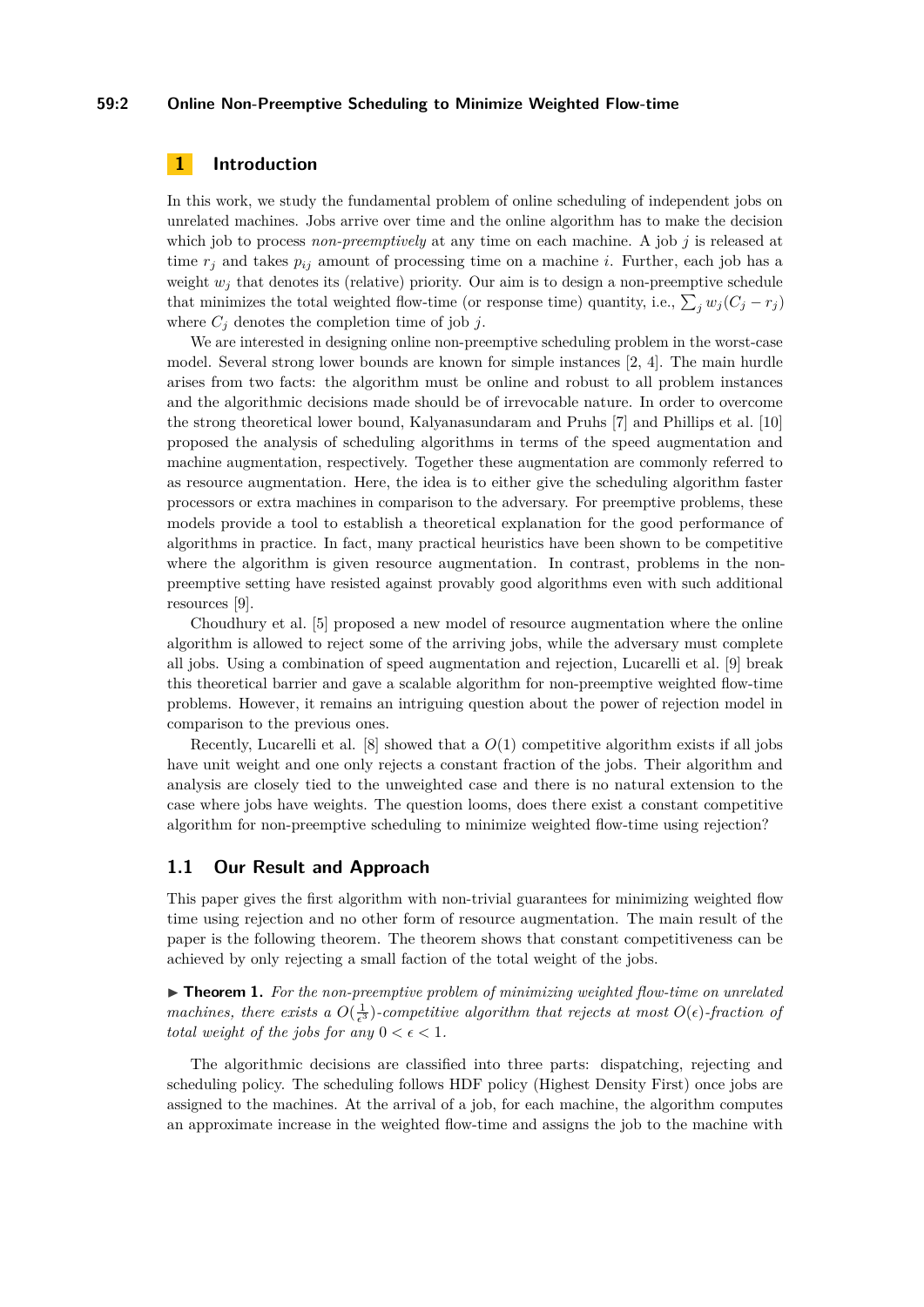## 1 Introduction

In this work, we study the fundamental problem of online scheduling of independent jobs on unrelated machines. Jobs arrive over time and the online algorithm has to make the decision which job to process *non-preemptively* at any time on each machine. A job $j$ is released at time $r_j$ and takes $p_{ij}$ amount of processing time on a machine $i$. Further, each job has a weight $w_j$ that denotes its (relative) priority. Our aim is to design a non-preemptive schedule that minimizes the total weighted flow-time (or response time) quantity, i.e., $\sum_j w_j(C_j - r_j)$ where $C_j$ denotes the completion time of job $j$.

We are interested in designing online non-preemptive scheduling problem in the worst-case model. Several strong lower bounds are known for simple instances [2, 4]. The main hurdle arises from two facts: the algorithm must be online and robust to all problem instances and the algorithmic decisions made should be of irrevocable nature. In order to overcome the strong theoretical lower bound, Kalyanasundaram and Pruhs [7] and Phillips et al. [10] proposed the analysis of scheduling algorithms in terms of the speed augmentation and machine augmentation, respectively. Together these augmentation are commonly referred to as resource augmentation. Here, the idea is to either give the scheduling algorithm faster processors or extra machines in comparison to the adversary. For preemptive problems, these models provide a tool to establish a theoretical explanation for the good performance of algorithms in practice. In fact, many practical heuristics have been shown to be competitive where the algorithm is given resource augmentation. In contrast, problems in the non-preemptive setting have resisted against provably good algorithms even with such additional resources [9].

Choudhury et al. [5] proposed a new model of resource augmentation where the online algorithm is allowed to reject some of the arriving jobs, while the adversary must complete all jobs. Using a combination of speed augmentation and rejection, Lucarelli et al. [9] break this theoretical barrier and gave a scalable algorithm for non-preemptive weighted flow-time problems. However, it remains an intriguing question about the power of rejection model in comparison to the previous ones.

Recently, Lucarelli et al. [8] showed that a $O(1)$ competitive algorithm exists if all jobs have unit weight and one only rejects a constant fraction of the jobs. Their algorithm and analysis are closely tied to the unweighted case and there is no natural extension to the case where jobs have weights. The question looms, does there exist a constant competitive algorithm for non-preemptive scheduling to minimize weighted flow-time using rejection?

### 1.1 Our Result and Approach

This paper gives the first algorithm with non-trivial guarantees for minimizing weighted flow time using rejection and no other form of resource augmentation. The main result of the paper is the following theorem. The theorem shows that constant competitiveness can be achieved by only rejecting a small faction of the total weight of the jobs.

▶ **Theorem 1.** *For the non-preemptive problem of minimizing weighted flow-time on unrelated machines, there exists a $O(\frac{1}{\epsilon^3})$-competitive algorithm that rejects at most $O(\epsilon)$-fraction of total weight of the jobs for any $0 < \epsilon < 1$.*

The algorithmic decisions are classified into three parts: dispatching, rejecting and scheduling policy. The scheduling follows HDF policy (Highest Density First) once jobs are assigned to the machines. At the arrival of a job, for each machine, the algorithm computes an approximate increase in the weighted flow-time and assigns the job to the machine with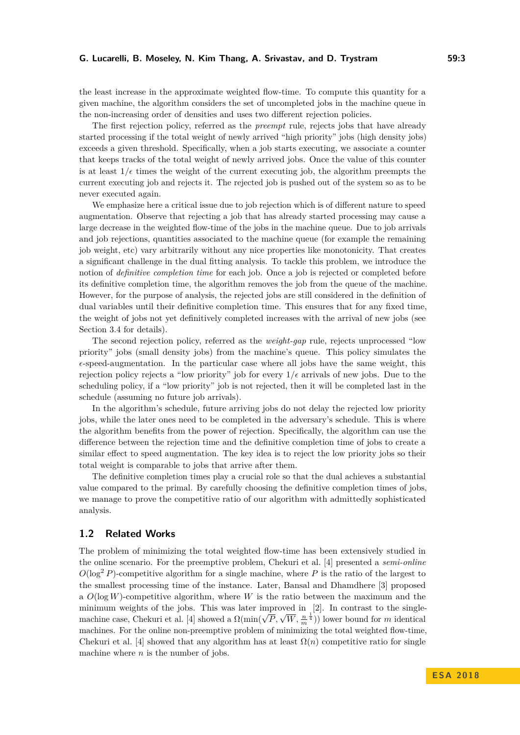the least increase in the approximate weighted flow-time. To compute this quantity for a given machine, the algorithm considers the set of uncompleted jobs in the machine queue in the non-increasing order of densities and uses two different rejection policies.

The first rejection policy, referred as the *preempt* rule, rejects jobs that have already started processing if the total weight of newly arrived "high priority" jobs (high density jobs) exceeds a given threshold. Specifically, when a job starts executing, we associate a counter that keeps tracks of the total weight of newly arrived jobs. Once the value of this counter is at least $1/\epsilon$ times the weight of the current executing job, the algorithm preempts the current executing job and rejects it. The rejected job is pushed out of the system so as to be never executed again.

We emphasize here a critical issue due to job rejection which is of different nature to speed augmentation. Observe that rejecting a job that has already started processing may cause a large decrease in the weighted flow-time of the jobs in the machine queue. Due to job arrivals and job rejections, quantities associated to the machine queue (for example the remaining job weight, etc) vary arbitrarily without any nice properties like monotonicity. That creates a significant challenge in the dual fitting analysis. To tackle this problem, we introduce the notion of *definitive completion time* for each job. Once a job is rejected or completed before its definitive completion time, the algorithm removes the job from the queue of the machine. However, for the purpose of analysis, the rejected jobs are still considered in the definition of dual variables until their definitive completion time. This ensures that for any fixed time, the weight of jobs not yet definitively completed increases with the arrival of new jobs (see Section 3.4 for details).

The second rejection policy, referred as the *weight-gap* rule, rejects unprocessed "low priority" jobs (small density jobs) from the machine's queue. This policy simulates the $\epsilon$-speed-augmentation. In the particular case where all jobs have the same weight, this rejection policy rejects a "low priority" job for every $1/\epsilon$ arrivals of new jobs. Due to the scheduling policy, if a "low priority" job is not rejected, then it will be completed last in the schedule (assuming no future job arrivals).

In the algorithm's schedule, future arriving jobs do not delay the rejected low priority jobs, while the later ones need to be completed in the adversary's schedule. This is where the algorithm benefits from the power of rejection. Specifically, the algorithm can use the difference between the rejection time and the definitive completion time of jobs to create a similar effect to speed augmentation. The key idea is to reject the low priority jobs so their total weight is comparable to jobs that arrive after them.

The definitive completion times play a crucial role so that the dual achieves a substantial value compared to the primal. By carefully choosing the definitive completion times of jobs, we manage to prove the competitive ratio of our algorithm with admittedly sophisticated analysis.

## 1.2 Related Works

The problem of minimizing the total weighted flow-time has been extensively studied in the online scenario. For the preemptive problem, Chekuri et al. [4] presented a *semi-online* $O(\log^2 P)$-competitive algorithm for a single machine, where $P$ is the ratio of the largest to the smallest processing time of the instance. Later, Bansal and Dhamdhere [3] proposed a $O(\log W)$-competitive algorithm, where $W$ is the ratio between the maximum and the minimum weights of the jobs. This was later improved in [2]. In contrast to the single-machine case, Chekuri et al. [4] showed a $\Omega(\min(\sqrt{P}, \sqrt{W}, \frac{n}{m}^{\frac{1}{4}}))$ lower bound for $m$ identical machines. For the online non-preemptive problem of minimizing the total weighted flow-time, Chekuri et al. [4] showed that any algorithm has at least $\Omega(n)$ competitive ratio for single machine where $n$ is the number of jobs.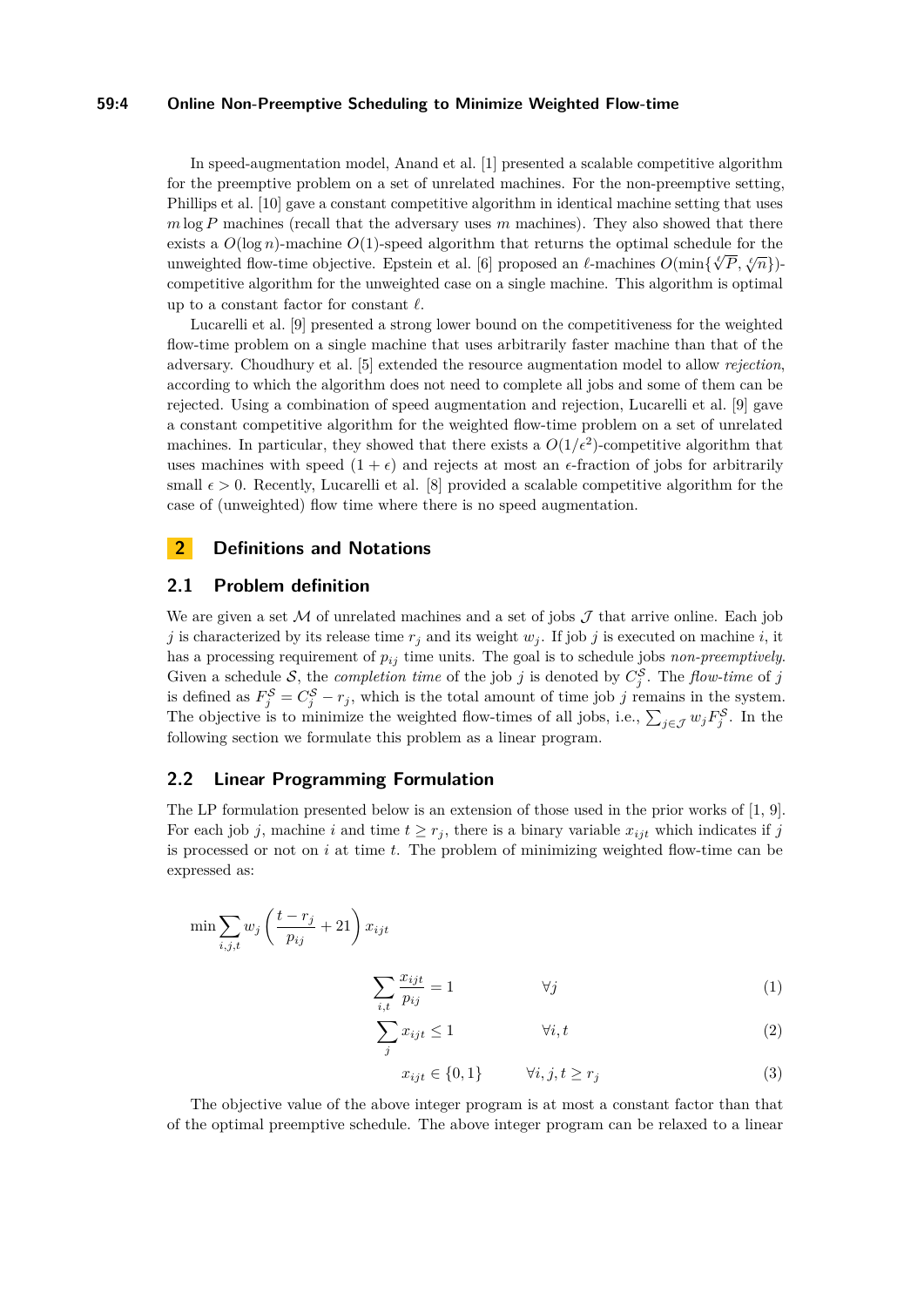In speed-augmentation model, Anand et al. [1] presented a scalable competitive algorithm for the preemptive problem on a set of unrelated machines. For the non-preemptive setting, Phillips et al. [10] gave a constant competitive algorithm in identical machine setting that uses $m \log P$ machines (recall that the adversary uses $m$ machines). They also showed that there exists a $O(\log n)$-machine $O(1)$-speed algorithm that returns the optimal schedule for the unweighted flow-time objective. Epstein et al. [6] proposed an $\ell$-machines $O(\min\{\sqrt[\ell]{P}, \sqrt[\ell]{n}\})$-competitive algorithm for the unweighted case on a single machine. This algorithm is optimal up to a constant factor for constant $\ell$.

Lucarelli et al. [9] presented a strong lower bound on the competitiveness for the weighted flow-time problem on a single machine that uses arbitrarily faster machine than that of the adversary. Choudhury et al. [5] extended the resource augmentation model to allow *rejection*, according to which the algorithm does not need to complete all jobs and some of them can be rejected. Using a combination of speed augmentation and rejection, Lucarelli et al. [9] gave a constant competitive algorithm for the weighted flow-time problem on a set of unrelated machines. In particular, they showed that there exists a $O(1/\epsilon^2)$-competitive algorithm that uses machines with speed $(1 + \epsilon)$ and rejects at most an $\epsilon$-fraction of jobs for arbitrarily small $\epsilon > 0$. Recently, Lucarelli et al. [8] provided a scalable competitive algorithm for the case of (unweighted) flow time where there is no speed augmentation.

## 2 Definitions and Notations

### 2.1 Problem definition

We are given a set $\mathcal{M}$ of unrelated machines and a set of jobs $\mathcal{J}$ that arrive online. Each job $j$ is characterized by its release time $r_j$ and its weight $w_j$. If job $j$ is executed on machine $i$, it has a processing requirement of $p_{ij}$ time units. The goal is to schedule jobs *non-preemptively*. Given a schedule $\mathcal{S}$, the *completion time* of the job $j$ is denoted by $C_j^{\mathcal{S}}$. The *flow-time* of $j$ is defined as $F_j^{\mathcal{S}} = C_j^{\mathcal{S}} - r_j$, which is the total amount of time job $j$ remains in the system. The objective is to minimize the weighted flow-times of all jobs, i.e., $\sum_{j \in \mathcal{J}} w_j F_j^{\mathcal{S}}$. In the following section we formulate this problem as a linear program.

### 2.2 Linear Programming Formulation

The LP formulation presented below is an extension of those used in the prior works of [1, 9]. For each job $j$, machine $i$ and time $t \geq r_j$, there is a binary variable $x_{ijt}$ which indicates if $j$ is processed or not on $i$ at time $t$. The problem of minimizing weighted flow-time can be expressed as:

$$\min \sum_{i,j,t} w_j \left( \frac{t - r_j}{p_{ij}} + 21 \right) x_{ijt}$$

$$\sum_{i,t} \frac{x_{ijt}}{p_{ij}} = 1 \qquad \forall j \tag{1}$$

$$\sum_{j} x_{ijt} \leq 1 \qquad \forall i, t \tag{2}$$

$$x_{ijt} \in \{0, 1\} \qquad \forall i, j, t \geq r_j \tag{3}$$

The objective value of the above integer program is at most a constant factor than that of the optimal preemptive schedule. The above integer program can be relaxed to a linear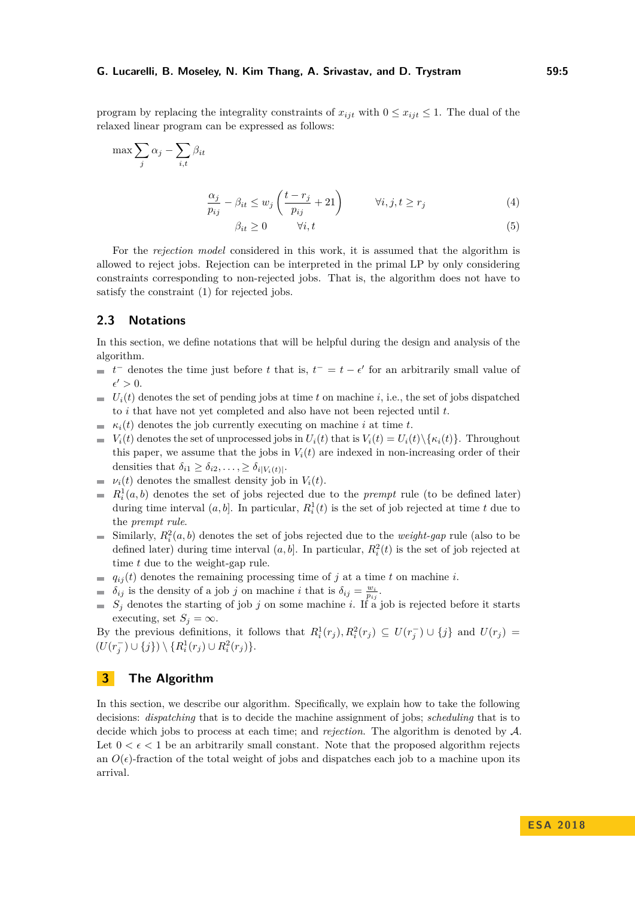program by replacing the integrality constraints of $x_{ijt}$ with $0 \leq x_{ijt} \leq 1$. The dual of the relaxed linear program can be expressed as follows:

$$\max \sum_j \alpha_j - \sum_{i,t} \beta_{it}$$

$$\frac{\alpha_j}{p_{ij}} - \beta_{it} \leq w_j \left( \frac{t - r_j}{p_{ij}} + 21 \right) \qquad \forall i, j, t \geq r_j \tag{4}$$

$$\beta_{it} \geq 0 \qquad \forall i, t \tag{5}$$

For the *rejection model* considered in this work, it is assumed that the algorithm is allowed to reject jobs. Rejection can be interpreted in the primal LP by only considering constraints corresponding to non-rejected jobs. That is, the algorithm does not have to satisfy the constraint (1) for rejected jobs.

## 2.3 Notations

In this section, we define notations that will be helpful during the design and analysis of the algorithm.

- $t^-$ denotes the time just before $t$ that is, $t^- = t - \epsilon'$ for an arbitrarily small value of $\epsilon' > 0$.
- $U_i(t)$ denotes the set of pending jobs at time $t$ on machine $i$, i.e., the set of jobs dispatched to $i$ that have not yet completed and also have not been rejected until $t$.
- $\kappa_i(t)$ denotes the job currently executing on machine $i$ at time $t$.
- $V_i(t)$ denotes the set of unprocessed jobs in $U_i(t)$ that is $V_i(t) = U_i(t) \backslash \{\kappa_i(t)\}$. Throughout this paper, we assume that the jobs in $V_i(t)$ are indexed in non-increasing order of their densities that $\delta_{i1} \geq \delta_{i2}, \ldots, \geq \delta_{i|V_i(t)|}$.
- $\nu_i(t)$ denotes the smallest density job in $V_i(t)$.
- $R^1_i(a, b)$ denotes the set of jobs rejected due to the *prempt* rule (to be defined later) during time interval $(a, b]$. In particular, $R^1_i(t)$ is the set of job rejected at time $t$ due to the *prempt rule*.
- Similarly, $R^2_i(a, b)$ denotes the set of jobs rejected due to the *weight-gap* rule (also to be defined later) during time interval $(a, b]$. In particular, $R^2_i(t)$ is the set of job rejected at time $t$ due to the weight-gap rule.
- $q_{ij}(t)$ denotes the remaining processing time of $j$ at a time $t$ on machine $i$.
- $\delta_{ij}$ is the density of a job $j$ on machine $i$ that is $\delta_{ij} = \frac{w_i}{p_{ij}}$.
- $S_j$ denotes the starting of job $j$ on some machine $i$. If a job is rejected before it starts executing, set $S_j = \infty$.

By the previous definitions, it follows that $R^1_i(r_j), R^2_i(r_j) \subseteq U(r_j^-) \cup \{j\}$ and $U(r_j) = (U(r_j^-) \cup \{j\}) \setminus \{R^1_i(r_j) \cup R^2_i(r_j)\}$.

# 3 The Algorithm

In this section, we describe our algorithm. Specifically, we explain how to take the following decisions: *dispatching* that is to decide the machine assignment of jobs; *scheduling* that is to decide which jobs to process at each time; and *rejection*. The algorithm is denoted by $\mathcal{A}$. Let $0 < \epsilon < 1$ be an arbitrarily small constant. Note that the proposed algorithm rejects an $O(\epsilon)$-fraction of the total weight of jobs and dispatches each job to a machine upon its arrival.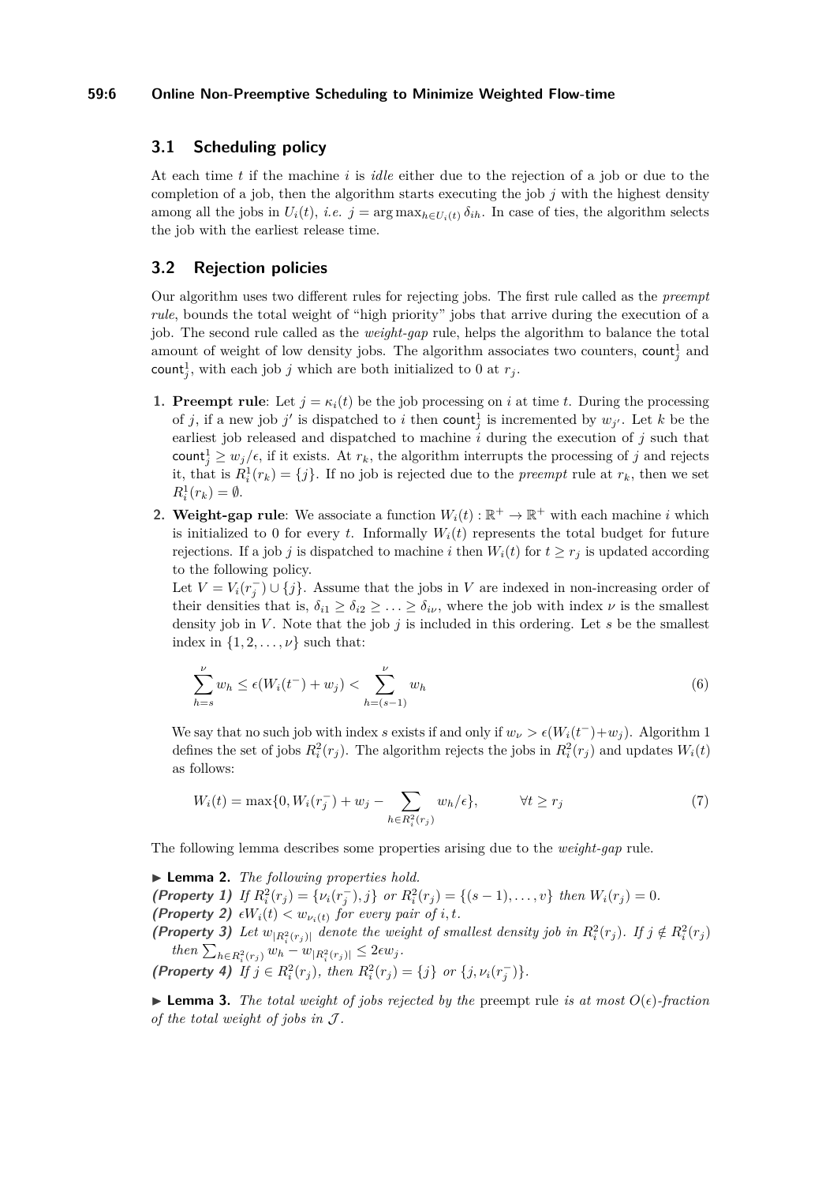## 3.1 Scheduling policy

At each time $t$ if the machine $i$ is *idle* either due to the rejection of a job or due to the completion of a job, then the algorithm starts executing the job $j$ with the highest density among all the jobs in $U_i(t)$, *i.e.* $j = \arg\max_{h \in U_i(t)} \delta_{ih}$. In case of ties, the algorithm selects the job with the earliest release time.

## 3.2 Rejection policies

Our algorithm uses two different rules for rejecting jobs. The first rule called as the *preempt rule*, bounds the total weight of "high priority" jobs that arrive during the execution of a job. The second rule called as the *weight-gap* rule, helps the algorithm to balance the total amount of weight of low density jobs. The algorithm associates two counters, $\mathsf{count}_j^1$ and $\mathsf{count}_j^1$, with each job $j$ which are both initialized to 0 at $r_j$.

1. **Preempt rule**: Let $j = \kappa_i(t)$ be the job processing on $i$ at time $t$. During the processing of $j$, if a new job $j'$ is dispatched to $i$ then $\mathsf{count}_j^1$ is incremented by $w_{j'}$. Let $k$ be the earliest job released and dispatched to machine $i$ during the execution of $j$ such that $\mathsf{count}_j^1 \geq w_j/\epsilon$, if it exists. At $r_k$, the algorithm interrupts the processing of $j$ and rejects it, that is $R_i^1(r_k) = \{j\}$. If no job is rejected due to the *preempt* rule at $r_k$, then we set $R_i^1(r_k) = \emptyset$.
2. **Weight-gap rule**: We associate a function $W_i(t) : \mathbb{R}^+ \to \mathbb{R}^+$ with each machine $i$ which is initialized to 0 for every $t$. Informally $W_i(t)$ represents the total budget for future rejections. If a job $j$ is dispatched to machine $i$ then $W_i(t)$ for $t \geq r_j$ is updated according to the following policy.
   Let $V = V_i(r_j^-) \cup \{j\}$. Assume that the jobs in $V$ are indexed in non-increasing order of their densities that is, $\delta_{i1} \geq \delta_{i2} \geq \ldots \geq \delta_{i\nu}$, where the job with index $\nu$ is the smallest density job in $V$. Note that the job $j$ is included in this ordering. Let $s$ be the smallest index in $\{1, 2, \ldots, \nu\}$ such that:

$$\sum_{h=s}^{\nu} w_h \leq \epsilon(W_i(t^-) + w_j) < \sum_{h=(s-1)}^{\nu} w_h \tag{6}$$

   We say that no such job with index $s$ exists if and only if $w_\nu > \epsilon(W_i(t^-)+w_j)$. Algorithm 1 defines the set of jobs $R_i^2(r_j)$. The algorithm rejects the jobs in $R_i^2(r_j)$ and updates $W_i(t)$ as follows:

$$W_i(t) = \max\{0, W_i(r_j^-) + w_j - \sum_{h \in R_i^2(r_j)} w_h/\epsilon\}, \qquad \forall t \geq r_j \tag{7}$$

The following lemma describes some properties arising due to the *weight-gap* rule.

▶ **Lemma 2.** *The following properties hold.*
***(Property 1)*** *If $R_i^2(r_j) = \{\nu_i(r_j^-), j\}$ or $R_i^2(r_j) = \{(s-1), \ldots, v\}$ then $W_i(r_j) = 0$.*
***(Property 2)*** *$\epsilon W_i(t) < w_{\nu_i(t)}$ for every pair of $i, t$.*
***(Property 3)*** *Let $w_{|R_i^2(r_j)|}$ denote the weight of smallest density job in $R_i^2(r_j)$. If $j \notin R_i^2(r_j)$ then $\sum_{h \in R_i^2(r_j)} w_h - w_{|R_i^2(r_j)|} \leq 2\epsilon w_j$.*
***(Property 4)*** *If $j \in R_i^2(r_j)$, then $R_i^2(r_j) = \{j\}$ or $\{j, \nu_i(r_j^-)\}$.*

▶ **Lemma 3.** *The total weight of jobs rejected by the* preempt rule *is at most $O(\epsilon)$-fraction of the total weight of jobs in $\mathcal{J}$.*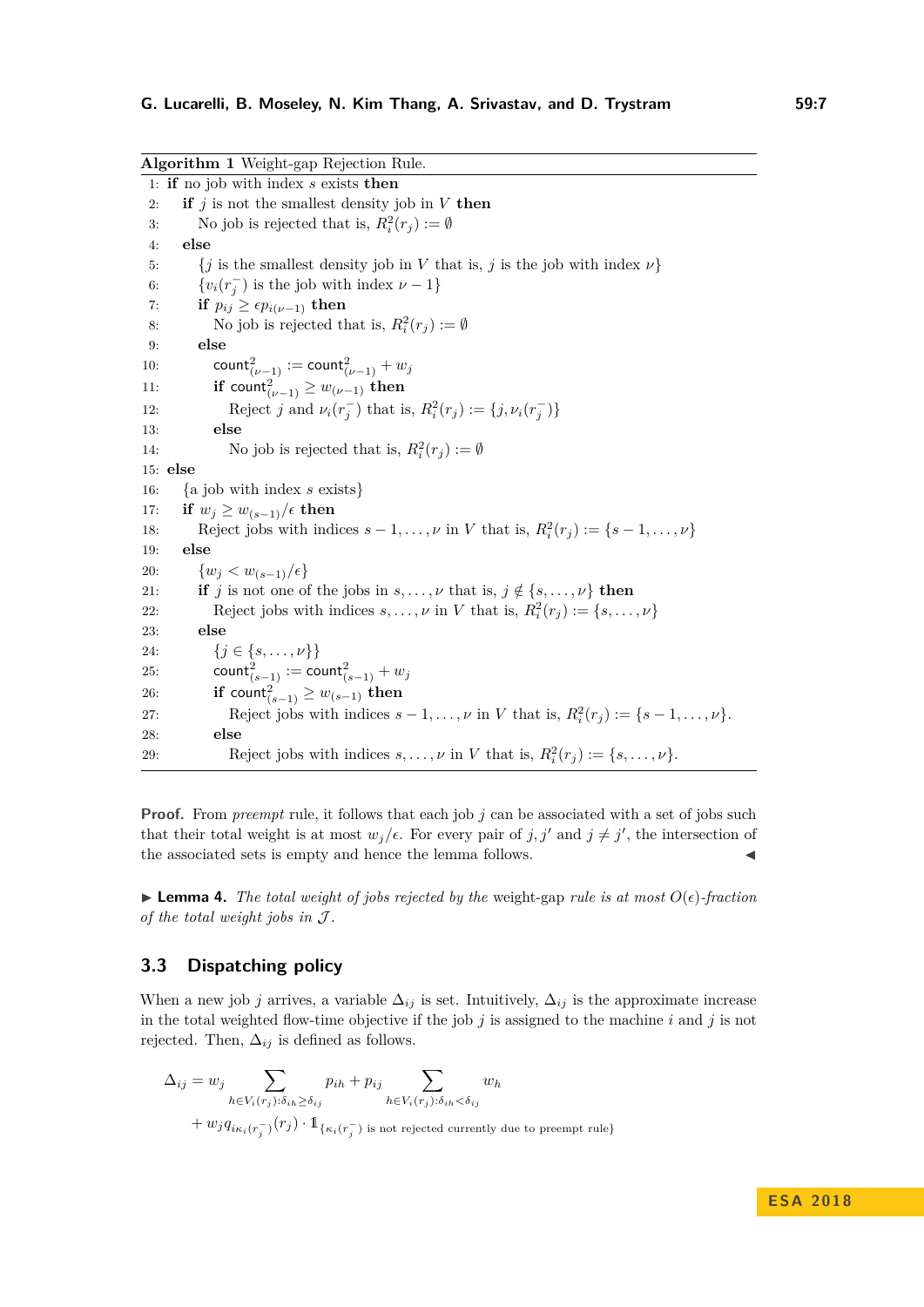**Algorithm 1** Weight-gap Rejection Rule.

```
1:  if no job with index s exists then
2:      if j is not the smallest density job in V then
3:          No job is rejected that is, R_i^2(r_j) := ∅
4:      else
5:          {j is the smallest density job in V that is, j is the job with index ν}
6:          {v_i(r_j^-) is the job with index ν − 1}
7:          if p_ij ≥ ε p_i(ν−1) then
8:              No job is rejected that is, R_i^2(r_j) := ∅
9:          else
10:             count^2_(ν−1) := count^2_(ν−1) + w_j
11:             if count^2_(ν−1) ≥ w_(ν−1) then
12:                 Reject j and ν_i(r_j^-) that is, R_i^2(r_j) := {j, ν_i(r_j^-)}
13:             else
14:                 No job is rejected that is, R_i^2(r_j) := ∅
15: else
16:     {a job with index s exists}
17:     if w_j ≥ w_(s−1)/ε then
18:         Reject jobs with indices s − 1, ..., ν in V that is, R_i^2(r_j) := {s − 1, ..., ν}
19:     else
20:         {w_j < w_(s−1)/ε}
21:         if j is not one of the jobs in s, ..., ν that is, j ∉ {s, ..., ν} then
22:             Reject jobs with indices s, ..., ν in V that is, R_i^2(r_j) := {s, ..., ν}
23:         else
24:             {j ∈ {s, ..., ν}}
25:             count^2_(s−1) := count^2_(s−1) + w_j
26:             if count^2_(s−1) ≥ w_(s−1) then
27:                 Reject jobs with indices s − 1, ..., ν in V that is, R_i^2(r_j) := {s − 1, ..., ν}.
28:             else
29:                 Reject jobs with indices s, ..., ν in V that is, R_i^2(r_j) := {s, ..., ν}.
```

**Proof.** From *preempt* rule, it follows that each job $j$ can be associated with a set of jobs such that their total weight is at most $w_j/\epsilon$. For every pair of $j, j'$ and $j \neq j'$, the intersection of the associated sets is empty and hence the lemma follows. ◂

▶ **Lemma 4.** *The total weight of jobs rejected by the* weight-gap *rule is at most $O(\epsilon)$-fraction of the total weight jobs in $\mathcal{J}$.*

## 3.3 Dispatching policy

When a new job $j$ arrives, a variable $\Delta_{ij}$ is set. Intuitively, $\Delta_{ij}$ is the approximate increase in the total weighted flow-time objective if the job $j$ is assigned to the machine $i$ and $j$ is not rejected. Then, $\Delta_{ij}$ is defined as follows.

$$\Delta_{ij} = w_j \sum_{h \in V_i(r_j): \delta_{ih} \geq \delta_{ij}} p_{ih} + p_{ij} \sum_{h \in V_i(r_j): \delta_{ih} < \delta_{ij}} w_h$$
$$+ w_j q_{i\kappa_i(r_j^-)}(r_j) \cdot \mathbb{1}_{\{\kappa_i(r_j^-) \text{ is not rejected currently due to preempt rule}\}}$$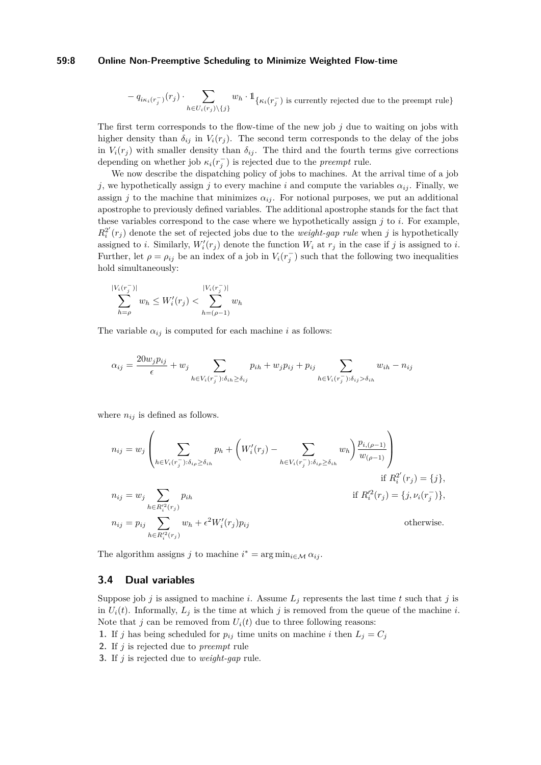$$- q_{i\kappa_i(r_j^-)}(r_j) \cdot \sum_{h \in U_i(r_j)\setminus\{j\}} w_h \cdot \mathbb{1}_{\{\kappa_i(r_j^-) \text{ is currently rejected due to the preempt rule}\}}$$

The first term corresponds to the flow-time of the new job $j$ due to waiting on jobs with higher density than $\delta_{ij}$ in $V_i(r_j)$. The second term corresponds to the delay of the jobs in $V_i(r_j)$ with smaller density than $\delta_{ij}$. The third and the fourth terms give corrections depending on whether job $\kappa_i(r_j^-)$ is rejected due to the *preempt* rule.

We now describe the dispatching policy of jobs to machines. At the arrival time of a job $j$, we hypothetically assign $j$ to every machine $i$ and compute the variables $\alpha_{ij}$. Finally, we assign $j$ to the machine that minimizes $\alpha_{ij}$. For notional purposes, we put an additional apostrophe to previously defined variables. The additional apostrophe stands for the fact that these variables correspond to the case where we hypothetically assign $j$ to $i$. For example, $R_i^{2'}(r_j)$ denote the set of rejected jobs due to the *weight-gap rule* when $j$ is hypothetically assigned to $i$. Similarly, $W_i'(r_j)$ denote the function $W_i$ at $r_j$ in the case if $j$ is assigned to $i$. Further, let $\rho = \rho_{ij}$ be an index of a job in $V_i(r_j^-)$ such that the following two inequalities hold simultaneously:

$$\sum_{h=\rho}^{|V_i(r_j^-)|} w_h \leq W_i'(r_j) < \sum_{h=(\rho-1)}^{|V_i(r_j^-)|} w_h$$

The variable $\alpha_{ij}$ is computed for each machine $i$ as follows:

$$\alpha_{ij} = \frac{20 w_j p_{ij}}{\epsilon} + w_j \sum_{h \in V_i(r_j^-):\delta_{ih} \geq \delta_{ij}} p_{ih} + w_j p_{ij} + p_{ij} \sum_{h \in V_i(r_j^-):\delta_{ij} > \delta_{ih}} w_{ih} - n_{ij}$$

where $n_{ij}$ is defined as follows.

$$n_{ij} = w_j \left( \sum_{h \in V_i(r_j^-):\delta_{i\rho} \geq \delta_{ih}} p_h + \left( W_i'(r_j) - \sum_{h \in V_i(r_j^-):\delta_{i\rho} \geq \delta_{ih}} w_h \right) \frac{p_{i,(\rho-1)}}{w_{(\rho-1)}} \right) \quad \text{if } R_i^{2'}(r_j) = \{j\},$$

$$n_{ij} = w_j \sum_{h \in R_i'^2(r_j)} p_{ih} \quad \text{if } R_i'^2(r_j) = \{j, \nu_i(r_j^-)\},$$

$$n_{ij} = p_{ij} \sum_{h \in R_i'^2(r_j)} w_h + \epsilon^2 W_i'(r_j) p_{ij} \quad \text{otherwise.}$$

The algorithm assigns $j$ to machine $i^* = \arg\min_{i \in \mathcal{M}} \alpha_{ij}$.

## 3.4 Dual variables

Suppose job $j$ is assigned to machine $i$. Assume $L_j$ represents the last time $t$ such that $j$ is in $U_i(t)$. Informally, $L_j$ is the time at which $j$ is removed from the queue of the machine $i$. Note that $j$ can be removed from $U_i(t)$ due to three following reasons:

1. If $j$ has being scheduled for $p_{ij}$ time units on machine $i$ then $L_j = C_j$
2. If $j$ is rejected due to *preempt* rule
3. If $j$ is rejected due to *weight-gap* rule.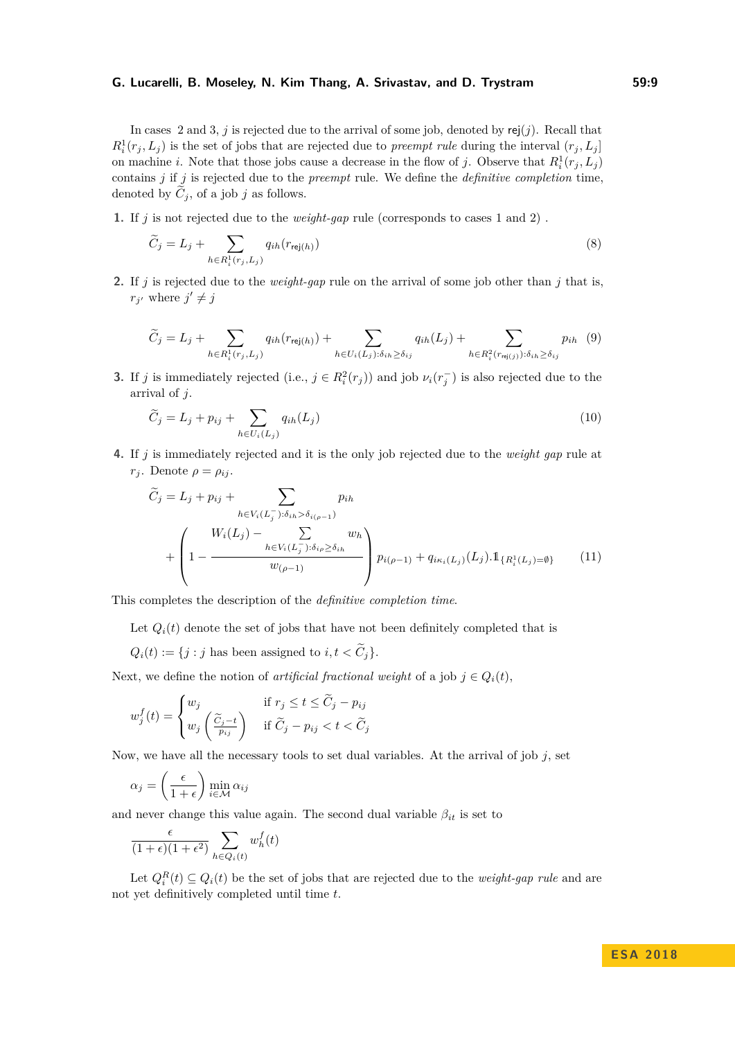In cases 2 and 3, $j$ is rejected due to the arrival of some job, denoted by $\mathsf{rej}(j)$. Recall that $R_i^1(r_j, L_j)$ is the set of jobs that are rejected due to *preempt rule* during the interval $(r_j, L_j]$ on machine $i$. Note that those jobs cause a decrease in the flow of $j$. Observe that $R_i^1(r_j, L_j)$ contains $j$ if $j$ is rejected due to the *preempt* rule. We define the *definitive completion* time, denoted by $\widetilde{C}_j$, of a job $j$ as follows.

1. If $j$ is not rejected due to the *weight-gap* rule (corresponds to cases 1 and 2) .

$$\widetilde{C}_j = L_j + \sum_{h \in R_i^1(r_j, L_j)} q_{ih}(r_{\mathsf{rej}(h)}) \tag{8}$$

2. If $j$ is rejected due to the *weight-gap* rule on the arrival of some job other than $j$ that is, $r_{j'}$ where $j' \neq j$

$$\widetilde{C}_j = L_j + \sum_{h \in R_i^1(r_j, L_j)} q_{ih}(r_{\mathsf{rej}(h)}) + \sum_{h \in U_i(L_j): \delta_{ih} \geq \delta_{ij}} q_{ih}(L_j) + \sum_{h \in R_i^2(r_{\mathsf{rej}(j)}): \delta_{ih} \geq \delta_{ij}} p_{ih} \tag{9}$$

3. If $j$ is immediately rejected (i.e., $j \in R_i^2(r_j)$) and job $\nu_i(r_j^-)$ is also rejected due to the arrival of $j$.

$$\widetilde{C}_j = L_j + p_{ij} + \sum_{h \in U_i(L_j)} q_{ih}(L_j) \tag{10}$$

4. If $j$ is immediately rejected and it is the only job rejected due to the *weight gap* rule at $r_j$. Denote $\rho = \rho_{ij}$.

$$\begin{aligned}\widetilde{C}_j = L_j + p_{ij} + &\sum_{h \in V_i(L_j^-): \delta_{ih} > \delta_{i(\rho-1)}} p_{ih} \\ &+ \left( 1 - \frac{W_i(L_j) - \sum_{h \in V_i(L_j^-): \delta_{i\rho} \geq \delta_{ih}} w_h}{w_{(\rho-1)}} \right) p_{i(\rho-1)} + q_{i\kappa_i(L_j)}(L_j).\mathbb{1}_{\{R_i^1(L_j) = \emptyset\}}\end{aligned} \tag{11}$$

This completes the description of the *definitive completion time*.

Let $Q_i(t)$ denote the set of jobs that have not been definitely completed that is

$Q_i(t) := \{j : j \text{ has been assigned to } i, t < \widetilde{C}_j\}.$

Next, we define the notion of *artificial fractional weight* of a job $j \in Q_i(t)$,

$$w_j^f(t) = \begin{cases} w_j & \text{if } r_j \leq t \leq \widetilde{C}_j - p_{ij} \\ w_j \left( \frac{\widetilde{C}_j - t}{p_{ij}} \right) & \text{if } \widetilde{C}_j - p_{ij} < t < \widetilde{C}_j \end{cases}$$

Now, we have all the necessary tools to set dual variables. At the arrival of job $j$, set

$$\alpha_j = \left( \frac{\epsilon}{1+\epsilon} \right) \min_{i \in \mathcal{M}} \alpha_{ij}$$

and never change this value again. The second dual variable $\beta_{it}$ is set to

$$\frac{\epsilon}{(1+\epsilon)(1+\epsilon^2)} \sum_{h \in Q_i(t)} w_h^f(t)$$

Let $Q_i^R(t) \subseteq Q_i(t)$ be the set of jobs that are rejected due to the *weight-gap rule* and are not yet definitively completed until time $t$.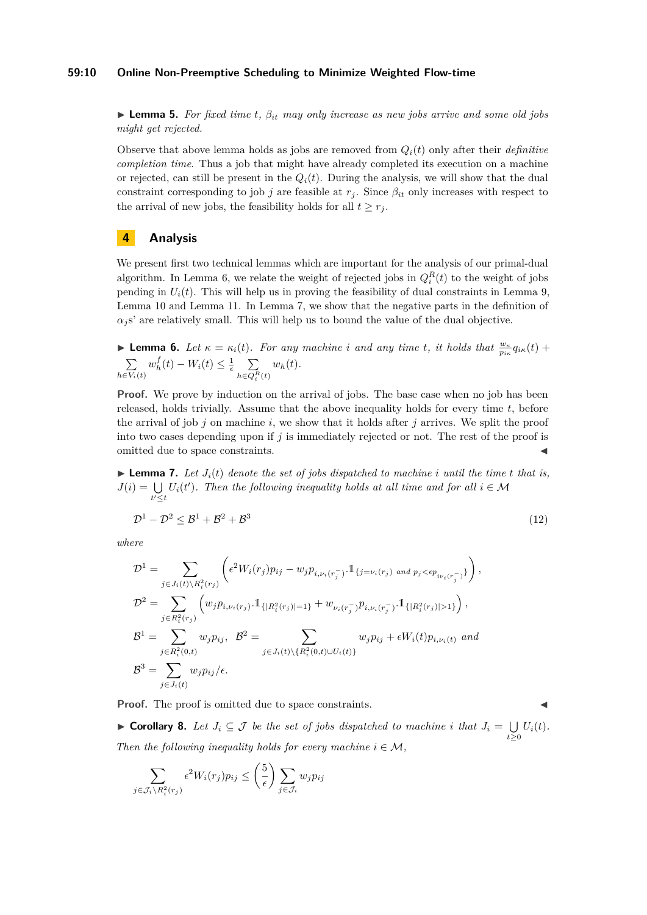▶ **Lemma 5.** *For fixed time $t$, $\beta_{it}$ may only increase as new jobs arrive and some old jobs might get rejected.*

Observe that above lemma holds as jobs are removed from $Q_i(t)$ only after their *definitive completion time*. Thus a job that might have already completed its execution on a machine or rejected, can still be present in the $Q_i(t)$. During the analysis, we will show that the dual constraint corresponding to job $j$ are feasible at $r_j$. Since $\beta_{it}$ only increases with respect to the arrival of new jobs, the feasibility holds for all $t \geq r_j$.

## 4 Analysis

We present first two technical lemmas which are important for the analysis of our primal-dual algorithm. In Lemma 6, we relate the weight of rejected jobs in $Q_i^R(t)$ to the weight of jobs pending in $U_i(t)$. This will help us in proving the feasibility of dual constraints in Lemma 9, Lemma 10 and Lemma 11. In Lemma 7, we show that the negative parts in the definition of $\alpha_j$s' are relatively small. This will help us to bound the value of the dual objective.

▶ **Lemma 6.** *Let $\kappa = \kappa_i(t)$. For any machine $i$ and any time $t$, it holds that $\frac{w_\kappa}{p_{i\kappa}} q_{i\kappa}(t) + \sum_{h \in V_i(t)} w_h^f(t) - W_i(t) \leq \frac{1}{\epsilon} \sum_{h \in Q_i^R(t)} w_h(t)$.*

**Proof.** We prove by induction on the arrival of jobs. The base case when no job has been released, holds trivially. Assume that the above inequality holds for every time $t$, before the arrival of job $j$ on machine $i$, we show that it holds after $j$ arrives. We split the proof into two cases depending upon if $j$ is immediately rejected or not. The rest of the proof is omitted due to space constraints. ◀

▶ **Lemma 7.** *Let $J_i(t)$ denote the set of jobs dispatched to machine $i$ until the time $t$ that is, $J(i) = \bigcup_{t' \leq t} U_i(t')$. Then the following inequality holds at all time and for all $i \in \mathcal{M}$*

$$\mathcal{D}^1 - \mathcal{D}^2 \leq \mathcal{B}^1 + \mathcal{B}^2 + \mathcal{B}^3 \tag{12}$$

*where*

$$\mathcal{D}^1 = \sum_{j \in J_i(t) \setminus R_i^2(r_j)} \left( \epsilon^2 W_i(r_j) p_{ij} - w_j p_{i,\nu_i(r_j^-)} . \mathbb{1}_{\{j = \nu_i(r_j) \text{ and } p_j < \epsilon p_{i\nu_i(r_j^-)}\}} \right),$$

$$\mathcal{D}^2 = \sum_{j \in R_i^2(r_j)} \left( w_j p_{i,\nu_i(r_j)} . \mathbb{1}_{\{|R_i^2(r_j)| = 1\}} + w_{\nu_i(r_j^-)} p_{i,\nu_i(r_j^-)} . \mathbb{1}_{\{|R_i^2(r_j)| > 1\}} \right),$$

$$\mathcal{B}^1 = \sum_{j \in R_i^2(0,t)} w_j p_{ij}, \quad \mathcal{B}^2 = \sum_{j \in J_i(t) \setminus \{R_i^2(0,t) \cup U_i(t)\}} w_j p_{ij} + \epsilon W_i(t) p_{i,\nu_i(t)} \text{ and}$$

$$\mathcal{B}^3 = \sum_{j \in J_i(t)} w_j p_{ij} / \epsilon.$$

**Proof.** The proof is omitted due to space constraints. ◀

▶ **Corollary 8.** *Let $J_i \subseteq \mathcal{J}$ be the set of jobs dispatched to machine $i$ that $J_i = \bigcup_{t \geq 0} U_i(t)$. Then the following inequality holds for every machine $i \in \mathcal{M}$,*

$$\sum_{j \in \mathcal{J}_i \setminus R_i^2(r_j)} \epsilon^2 W_i(r_j) p_{ij} \leq \left( \frac{5}{\epsilon} \right) \sum_{j \in \mathcal{J}_i} w_j p_{ij}$$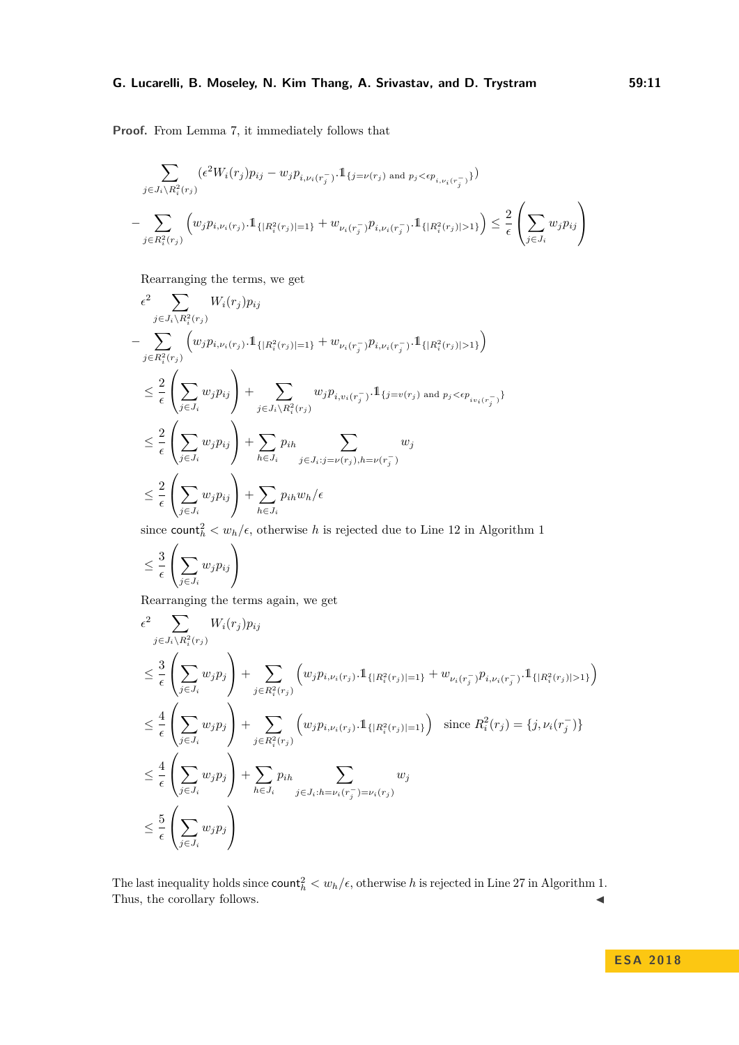**Proof.** From Lemma 7, it immediately follows that

$$\sum_{j \in J_i \setminus R_i^2(r_j)} (\epsilon^2 W_i(r_j) p_{ij} - w_j p_{i,\nu_i(r_j^-)} . \mathbb{1}_{\{j=\nu(r_j) \text{ and } p_j < \epsilon p_{i,\nu_i(r_j^-)}\}})$$

$$- \sum_{j \in R_i^2(r_j)} \left( w_j p_{i,\nu_i(r_j)} . \mathbb{1}_{\{|R_i^2(r_j)|=1\}} + w_{\nu_i(r_j^-)} p_{i,\nu_i(r_j^-)} . \mathbb{1}_{\{|R_i^2(r_j)|>1\}} \right) \leq \frac{2}{\epsilon} \left( \sum_{j \in J_i} w_j p_{ij} \right)$$

Rearranging the terms, we get

$$\epsilon^2 \sum_{j \in J_i \setminus R_i^2(r_j)} W_i(r_j) p_{ij}$$

$$- \sum_{j \in R_i^2(r_j)} \left( w_j p_{i,\nu_i(r_j)} . \mathbb{1}_{\{|R_i^2(r_j)|=1\}} + w_{\nu_i(r_j^-)} p_{i,\nu_i(r_j^-)} . \mathbb{1}_{\{|R_i^2(r_j)|>1\}} \right)$$

$$\leq \frac{2}{\epsilon} \left( \sum_{j \in J_i} w_j p_{ij} \right) + \sum_{j \in J_i \setminus R_i^2(r_j)} w_j p_{i,v_i(r_j^-)} . \mathbb{1}_{\{j=v(r_j) \text{ and } p_j < \epsilon p_{iv_i(r_j^-)}\}}$$

$$\leq \frac{2}{\epsilon} \left( \sum_{j \in J_i} w_j p_{ij} \right) + \sum_{h \in J_i} p_{ih} \sum_{j \in J_i : j=\nu(r_j), h=\nu(r_j^-)} w_j$$

$$\leq \frac{2}{\epsilon} \left( \sum_{j \in J_i} w_j p_{ij} \right) + \sum_{h \in J_i} p_{ih} w_h / \epsilon$$

since $\mathsf{count}_h^2 < w_h/\epsilon$, otherwise $h$ is rejected due to Line 12 in Algorithm 1

$$\leq \frac{3}{\epsilon} \left( \sum_{j \in J_i} w_j p_{ij} \right)$$

Rearranging the terms again, we get

$$\epsilon^2 \sum_{j \in J_i \setminus R_i^2(r_j)} W_i(r_j) p_{ij}$$

$$\leq \frac{3}{\epsilon} \left( \sum_{j \in J_i} w_j p_j \right) + \sum_{j \in R_i^2(r_j)} \left( w_j p_{i,\nu_i(r_j)} . \mathbb{1}_{\{|R_i^2(r_j)|=1\}} + w_{\nu_i(r_j^-)} p_{i,\nu_i(r_j^-)} . \mathbb{1}_{\{|R_i^2(r_j)|>1\}} \right)$$

$$\leq \frac{4}{\epsilon} \left( \sum_{j \in J_i} w_j p_j \right) + \sum_{j \in R_i^2(r_j)} \left( w_j p_{i,\nu_i(r_j)} . \mathbb{1}_{\{|R_i^2(r_j)|=1\}} \right) \quad \text{since } R_i^2(r_j) = \{j, \nu_i(r_j^-)\}$$

$$\leq \frac{4}{\epsilon} \left( \sum_{j \in J_i} w_j p_j \right) + \sum_{h \in J_i} p_{ih} \sum_{j \in J_i : h=\nu_i(r_j^-)=\nu_i(r_j)} w_j$$

$$\leq \frac{5}{\epsilon} \left( \sum_{j \in J_i} w_j p_j \right)$$

The last inequality holds since $\mathsf{count}_h^2 < w_h/\epsilon$, otherwise $h$ is rejected in Line 27 in Algorithm 1. Thus, the corollary follows. ◂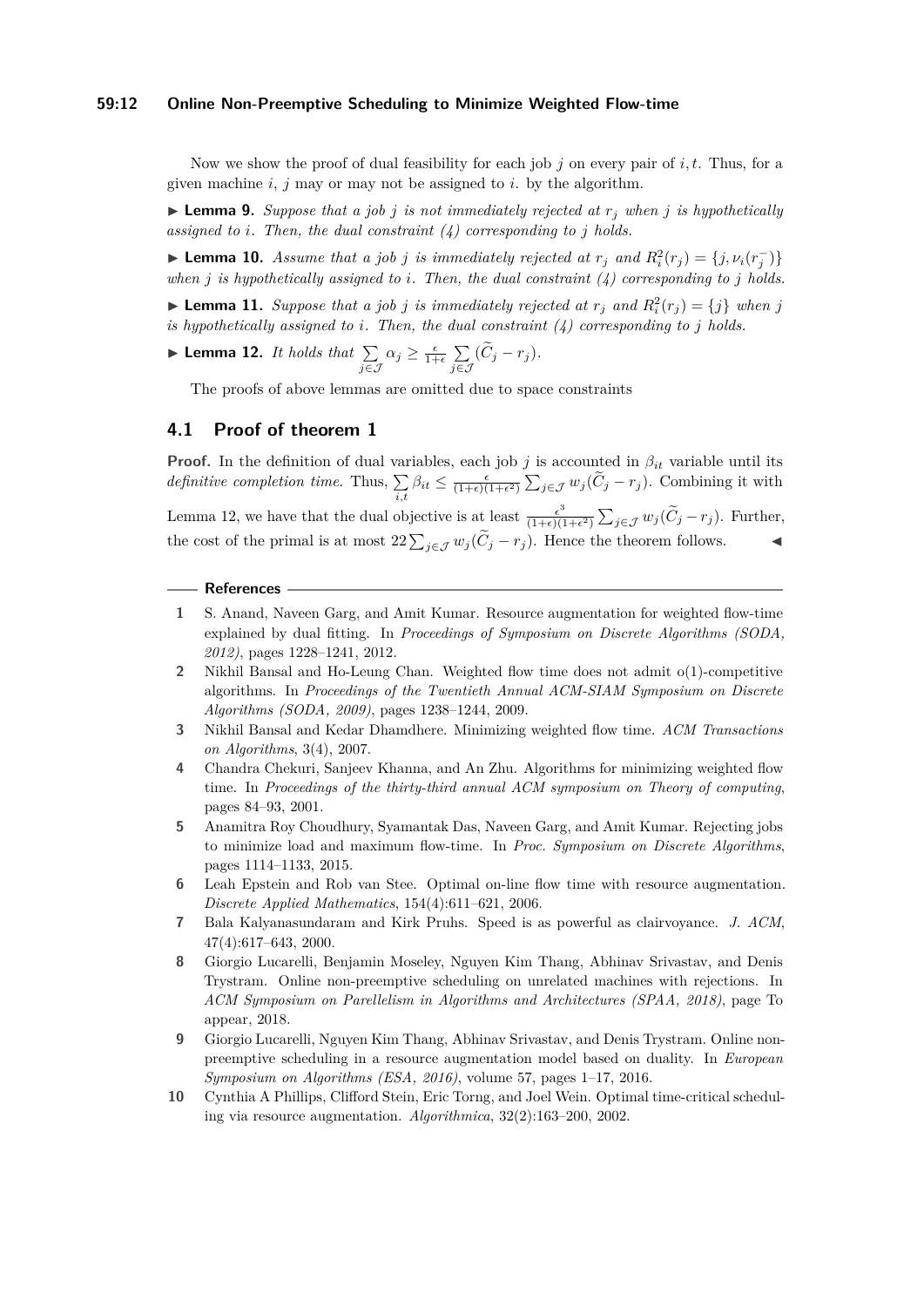Now we show the proof of dual feasibility for each job $j$ on every pair of $i, t$. Thus, for a given machine $i$, $j$ may or may not be assigned to $i$. by the algorithm.

▶ **Lemma 9.** *Suppose that a job $j$ is not immediately rejected at $r_j$ when $j$ is hypothetically assigned to $i$. Then, the dual constraint (4) corresponding to $j$ holds.*

▶ **Lemma 10.** *Assume that a job $j$ is immediately rejected at $r_j$ and $R_i^2(r_j) = \{j, \nu_i(r_j^-)\}$ when $j$ is hypothetically assigned to $i$. Then, the dual constraint (4) corresponding to $j$ holds.*

▶ **Lemma 11.** *Suppose that a job $j$ is immediately rejected at $r_j$ and $R_i^2(r_j) = \{j\}$ when $j$ is hypothetically assigned to $i$. Then, the dual constraint (4) corresponding to $j$ holds.*

▶ **Lemma 12.** *It holds that $\sum_{j \in \mathcal{J}} \alpha_j \geq \frac{\epsilon}{1+\epsilon} \sum_{j \in \mathcal{J}} (\widetilde{C}_j - r_j)$.*

The proofs of above lemmas are omitted due to space constraints

## 4.1 Proof of theorem 1

**Proof.** In the definition of dual variables, each job $j$ is accounted in $\beta_{it}$ variable until its *definitive completion time*. Thus, $\sum_{i,t} \beta_{it} \leq \frac{\epsilon}{(1+\epsilon)(1+\epsilon^2)} \sum_{j \in \mathcal{J}} w_j(\widetilde{C}_j - r_j)$. Combining it with Lemma 12, we have that the dual objective is at least $\frac{\epsilon^3}{(1+\epsilon)(1+\epsilon^2)} \sum_{j \in \mathcal{J}} w_j(\widetilde{C}_j - r_j)$. Further, the cost of the primal is at most $22 \sum_{j \in \mathcal{J}} w_j(\widetilde{C}_j - r_j)$. Hence the theorem follows. ◀

## References

1. S. Anand, Naveen Garg, and Amit Kumar. Resource augmentation for weighted flow-time explained by dual fitting. In *Proceedings of Symposium on Discrete Algorithms (SODA, 2012)*, pages 1228–1241, 2012.
2. Nikhil Bansal and Ho-Leung Chan. Weighted flow time does not admit o(1)-competitive algorithms. In *Proceedings of the Twentieth Annual ACM-SIAM Symposium on Discrete Algorithms (SODA, 2009)*, pages 1238–1244, 2009.
3. Nikhil Bansal and Kedar Dhamdhere. Minimizing weighted flow time. *ACM Transactions on Algorithms*, 3(4), 2007.
4. Chandra Chekuri, Sanjeev Khanna, and An Zhu. Algorithms for minimizing weighted flow time. In *Proceedings of the thirty-third annual ACM symposium on Theory of computing*, pages 84–93, 2001.
5. Anamitra Roy Choudhury, Syamantak Das, Naveen Garg, and Amit Kumar. Rejecting jobs to minimize load and maximum flow-time. In *Proc. Symposium on Discrete Algorithms*, pages 1114–1133, 2015.
6. Leah Epstein and Rob van Stee. Optimal on-line flow time with resource augmentation. *Discrete Applied Mathematics*, 154(4):611–621, 2006.
7. Bala Kalyanasundaram and Kirk Pruhs. Speed is as powerful as clairvoyance. *J. ACM*, 47(4):617–643, 2000.
8. Giorgio Lucarelli, Benjamin Moseley, Nguyen Kim Thang, Abhinav Srivastav, and Denis Trystram. Online non-preemptive scheduling on unrelated machines with rejections. In *ACM Symposium on Parellelism in Algorithms and Architectures (SPAA, 2018)*, page To appear, 2018.
9. Giorgio Lucarelli, Nguyen Kim Thang, Abhinav Srivastav, and Denis Trystram. Online non-preemptive scheduling in a resource augmentation model based on duality. In *European Symposium on Algorithms (ESA, 2016)*, volume 57, pages 1–17, 2016.
10. Cynthia A Phillips, Clifford Stein, Eric Torng, and Joel Wein. Optimal time-critical scheduling via resource augmentation. *Algorithmica*, 32(2):163–200, 2002.